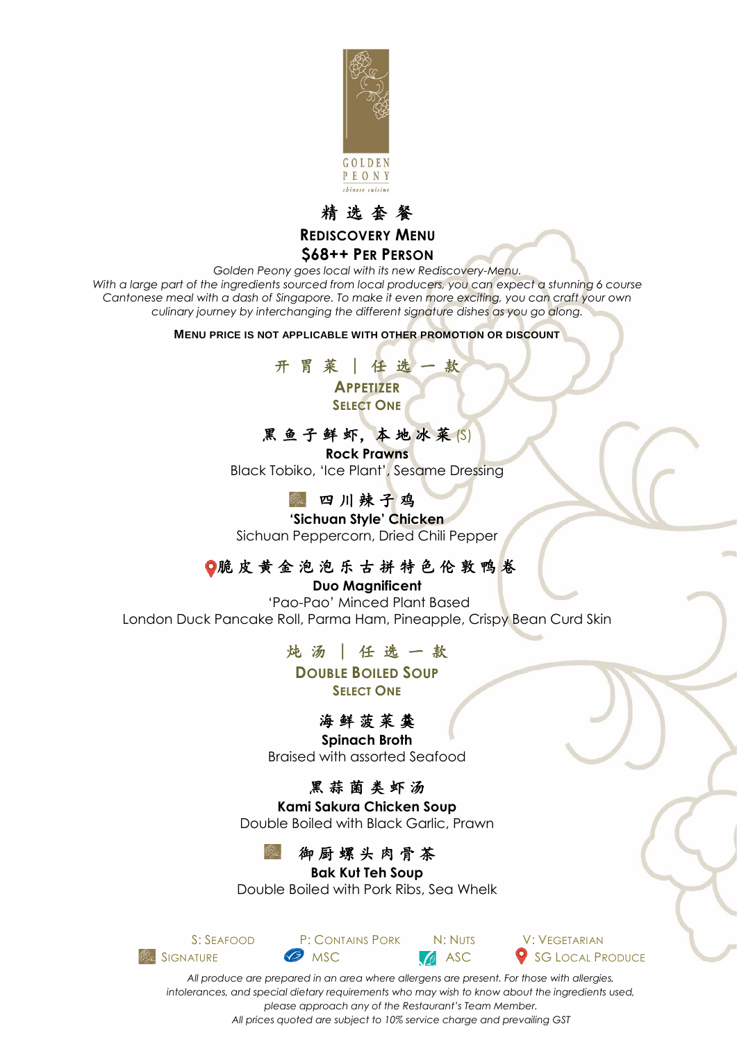GOLDEN PEONY
chinese cuisine

# 精 选 套 餐

## REDISCOVERY MENU

## $68++ PER PERSON

*Golden Peony goes local with its new Rediscovery-Menu.*
*With a large part of the ingredients sourced from local producers, you can expect a stunning 6 course Cantonese meal with a dash of Singapore. To make it even more exciting, you can craft your own culinary journey by interchanging the different signature dishes as you go along.*

**MENU PRICE IS NOT APPLICABLE WITH OTHER PROMOTION OR DISCOUNT**

### 开 胃 菜 | 任 选 一 款

### APPETIZER

**SELECT ONE**

黑 鱼 子 鲜 虾，本 地 冰 菜 (S)
**Rock Prawns**
Black Tobiko, 'Ice Plant', Sesame Dressing

四 川 辣 子 鸡
**'Sichuan Style' Chicken**
Sichuan Peppercorn, Dried Chili Pepper

脆 皮 黄 金 泡 泡 乐 古 拼 特 色 伦 敦 鸭 卷
**Duo Magnificent**
'Pao-Pao' Minced Plant Based
London Duck Pancake Roll, Parma Ham, Pineapple, Crispy Bean Curd Skin

### 炖 汤 | 任 选 一 款

### DOUBLE BOILED SOUP

**SELECT ONE**

海 鲜 菠 菜 羹
**Spinach Broth**
Braised with assorted Seafood

黑 蒜 菌 类 虾 汤
**Kami Sakura Chicken Soup**
Double Boiled with Black Garlic, Prawn

御 厨 螺 头 肉 骨 茶
**Bak Kut Teh Soup**
Double Boiled with Pork Ribs, Sea Whelk

S: SEAFOOD | P: CONTAINS PORK | N: NUTS | V: VEGETARIAN
SIGNATURE | MSC | ASC | SG LOCAL PRODUCE

*All produce are prepared in an area where allergens are present. For those with allergies, intolerances, and special dietary requirements who may wish to know about the ingredients used, please approach any of the Restaurant's Team Member.*
*All prices quoted are subject to 10% service charge and prevailing GST*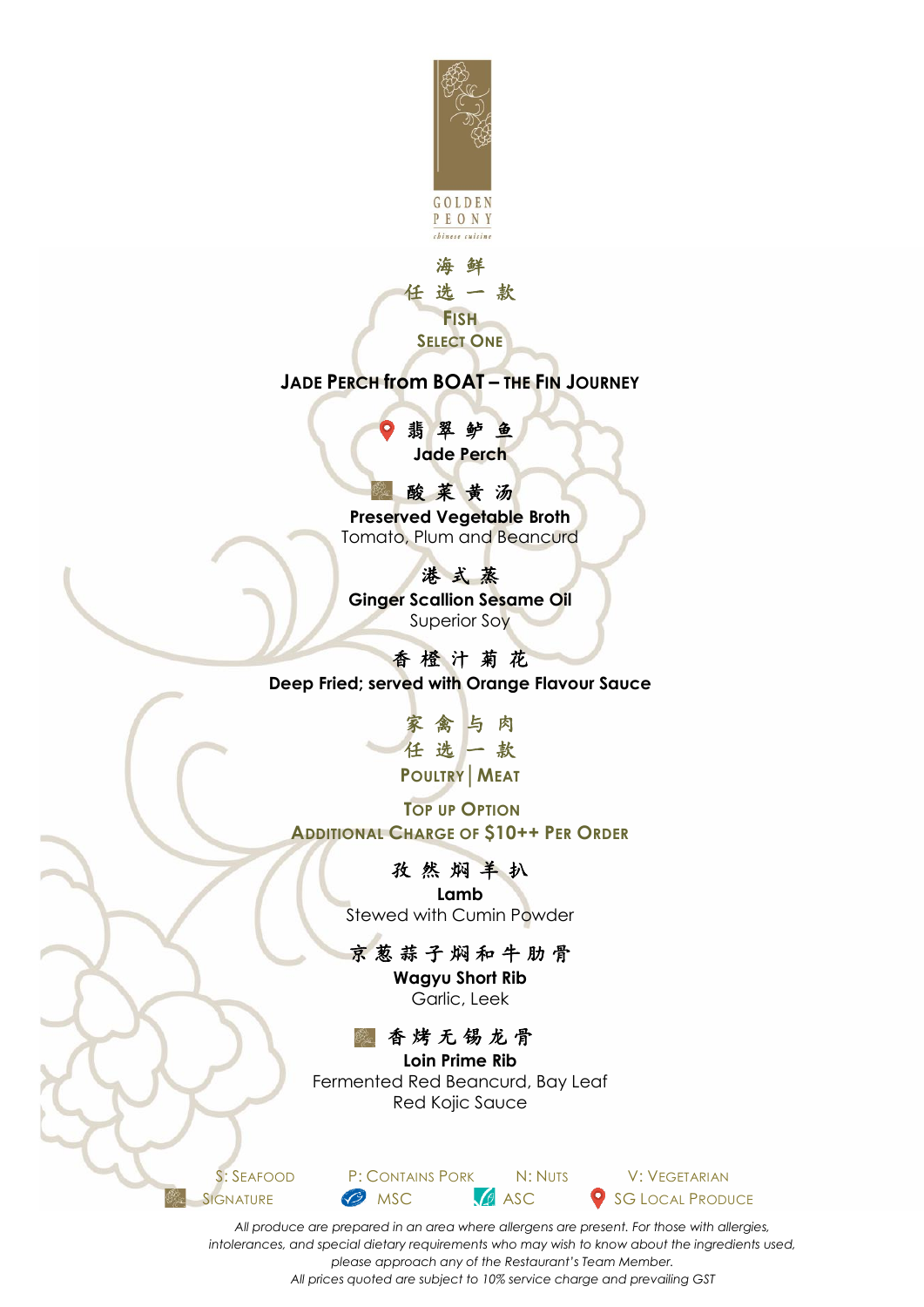GOLDEN PEONY
chinese cuisine

## 海 鲜
## 任 选 一 款
## FISH
## SELECT ONE

### JADE PERCH from BOAT – THE FIN JOURNEY

翡 翠 鲈 鱼
**Jade Perch**

酸 菜 黄 汤
**Preserved Vegetable Broth**
Tomato, Plum and Beancurd

港 式 蒸
**Ginger Scallion Sesame Oil**
Superior Soy

香 橙 汁 菊 花
**Deep Fried; served with Orange Flavour Sauce**

## 家 禽 与 肉
## 任 选 一 款
## POULTRY | MEAT

### TOP UP OPTION
### ADDITIONAL CHARGE OF $10++ PER ORDER

孜 然 焖 羊 扒
**Lamb**
Stewed with Cumin Powder

京 葱 蒜 子 焖 和 牛 肋 骨
**Wagyu Short Rib**
Garlic, Leek

香 烤 无 锡 龙 骨
**Loin Prime Rib**
Fermented Red Beancurd, Bay Leaf
Red Kojic Sauce

S: SEAFOOD P: CONTAINS PORK N: NUTS V: VEGETARIAN
SIGNATURE MSC ASC SG LOCAL PRODUCE

*All produce are prepared in an area where allergens are present. For those with allergies, intolerances, and special dietary requirements who may wish to know about the ingredients used, please approach any of the Restaurant's Team Member.*
*All prices quoted are subject to 10% service charge and prevailing GST*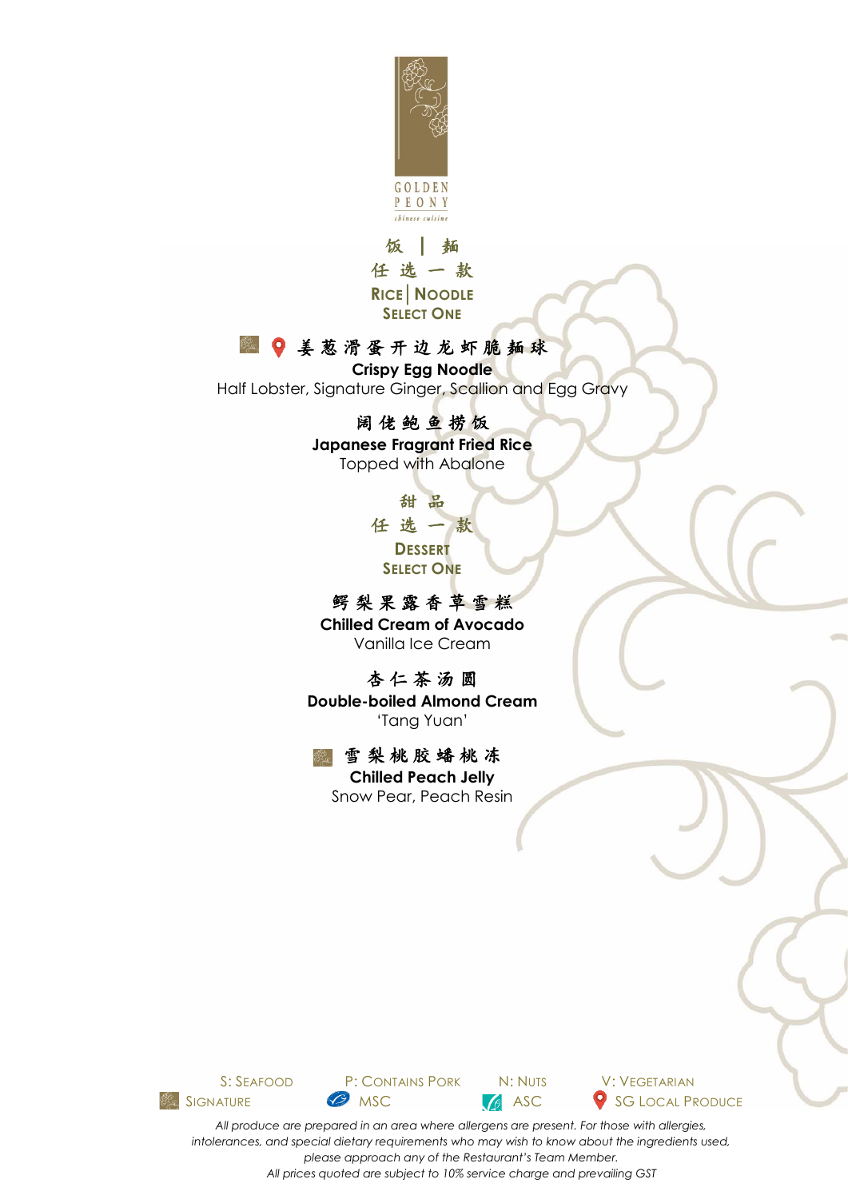GOLDEN PEONY
chinese cuisine

## 饭 | 麵
## 任 选 一 款
## RICE | NOODLE
## SELECT ONE

姜葱滑蛋开边龙虾脆麵球
**Crispy Egg Noodle**
Half Lobster, Signature Ginger, Scallion and Egg Gravy

阔佬鲍鱼捞饭
**Japanese Fragrant Fried Rice**
Topped with Abalone

## 甜 品
## 任 选 一 款
## DESSERT
## SELECT ONE

鳄梨果露香草雪糕
**Chilled Cream of Avocado**
Vanilla Ice Cream

杏仁茶汤圆
**Double-boiled Almond Cream**
'Tang Yuan'

雪梨桃胶蟠桃冻
**Chilled Peach Jelly**
Snow Pear, Peach Resin

S: SEAFOOD | P: CONTAINS PORK | N: NUTS | V: VEGETARIAN
SIGNATURE | MSC | ASC | SG LOCAL PRODUCE

*All produce are prepared in an area where allergens are present. For those with allergies, intolerances, and special dietary requirements who may wish to know about the ingredients used, please approach any of the Restaurant's Team Member.*
*All prices quoted are subject to 10% service charge and prevailing GST*